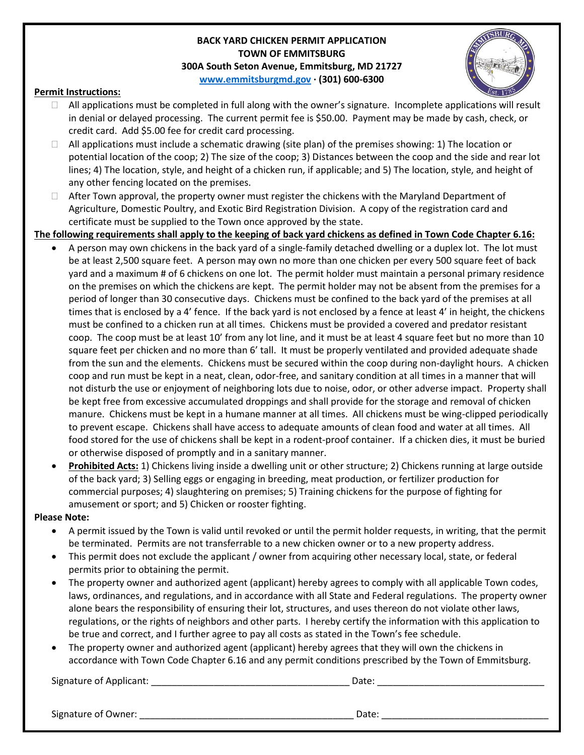**BACK YARD CHICKEN PERMIT APPLICATION**
**TOWN OF EMMITSBURG**
**300A South Seton Avenue, Emmitsburg, MD 21727**
**www.emmitsburgmd.gov · (301) 600-6300**

**Permit Instructions:**

- All applications must be completed in full along with the owner's signature. Incomplete applications will result in denial or delayed processing. The current permit fee is $50.00. Payment may be made by cash, check, or credit card. Add $5.00 fee for credit card processing.
- All applications must include a schematic drawing (site plan) of the premises showing: 1) The location or potential location of the coop; 2) The size of the coop; 3) Distances between the coop and the side and rear lot lines; 4) The location, style, and height of a chicken run, if applicable; and 5) The location, style, and height of any other fencing located on the premises.
- After Town approval, the property owner must register the chickens with the Maryland Department of Agriculture, Domestic Poultry, and Exotic Bird Registration Division. A copy of the registration card and certificate must be supplied to the Town once approved by the state.

**The following requirements shall apply to the keeping of back yard chickens as defined in Town Code Chapter 6.16:**

- A person may own chickens in the back yard of a single-family detached dwelling or a duplex lot. The lot must be at least 2,500 square feet. A person may own no more than one chicken per every 500 square feet of back yard and a maximum # of 6 chickens on one lot. The permit holder must maintain a personal primary residence on the premises on which the chickens are kept. The permit holder may not be absent from the premises for a period of longer than 30 consecutive days. Chickens must be confined to the back yard of the premises at all times that is enclosed by a 4' fence. If the back yard is not enclosed by a fence at least 4' in height, the chickens must be confined to a chicken run at all times. Chickens must be provided a covered and predator resistant coop. The coop must be at least 10' from any lot line, and it must be at least 4 square feet but no more than 10 square feet per chicken and no more than 6' tall. It must be properly ventilated and provided adequate shade from the sun and the elements. Chickens must be secured within the coop during non-daylight hours. A chicken coop and run must be kept in a neat, clean, odor-free, and sanitary condition at all times in a manner that will not disturb the use or enjoyment of neighboring lots due to noise, odor, or other adverse impact. Property shall be kept free from excessive accumulated droppings and shall provide for the storage and removal of chicken manure. Chickens must be kept in a humane manner at all times. All chickens must be wing-clipped periodically to prevent escape. Chickens shall have access to adequate amounts of clean food and water at all times. All food stored for the use of chickens shall be kept in a rodent-proof container. If a chicken dies, it must be buried or otherwise disposed of promptly and in a sanitary manner.
- **Prohibited Acts:** 1) Chickens living inside a dwelling unit or other structure; 2) Chickens running at large outside of the back yard; 3) Selling eggs or engaging in breeding, meat production, or fertilizer production for commercial purposes; 4) slaughtering on premises; 5) Training chickens for the purpose of fighting for amusement or sport; and 5) Chicken or rooster fighting.

**Please Note:**

- A permit issued by the Town is valid until revoked or until the permit holder requests, in writing, that the permit be terminated. Permits are not transferrable to a new chicken owner or to a new property address.
- This permit does not exclude the applicant / owner from acquiring other necessary local, state, or federal permits prior to obtaining the permit.
- The property owner and authorized agent (applicant) hereby agrees to comply with all applicable Town codes, laws, ordinances, and regulations, and in accordance with all State and Federal regulations. The property owner alone bears the responsibility of ensuring their lot, structures, and uses thereon do not violate other laws, regulations, or the rights of neighbors and other parts. I hereby certify the information with this application to be true and correct, and I further agree to pay all costs as stated in the Town's fee schedule.
- The property owner and authorized agent (applicant) hereby agrees that they will own the chickens in accordance with Town Code Chapter 6.16 and any permit conditions prescribed by the Town of Emmitsburg.

Signature of Applicant: ______________________________________ Date: ________________________________

Signature of Owner: ________________________________________ Date: ________________________________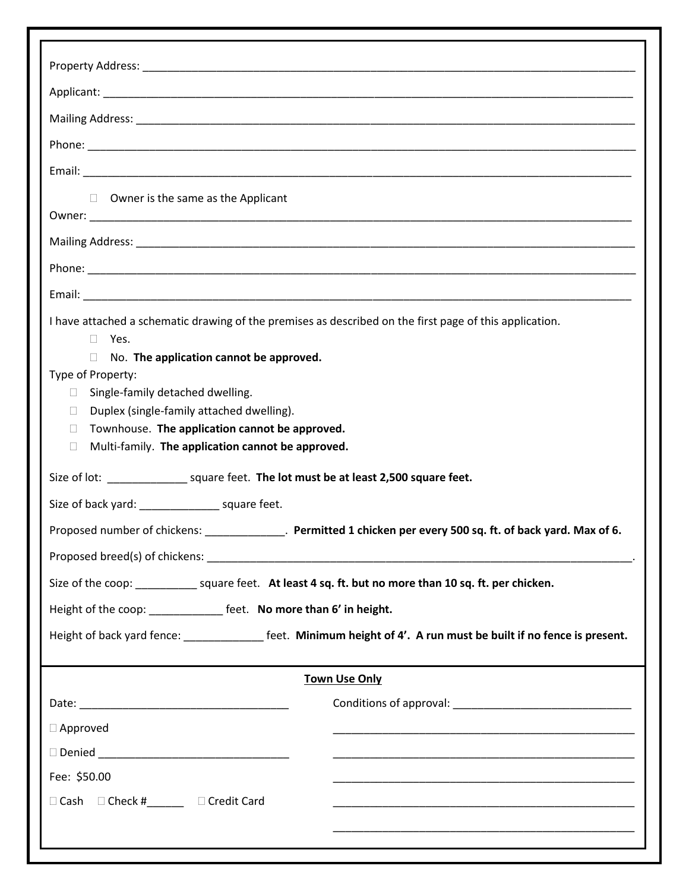Property Address: ______________________________________________________________________________

Applicant: ___________________________________________________________________________________

Mailing Address: ______________________________________________________________________________

Phone: ______________________________________________________________________________________

Email: ______________________________________________________________________________________

- ☐ Owner is the same as the Applicant

Owner: ______________________________________________________________________________________

Mailing Address: ______________________________________________________________________________

Phone: ______________________________________________________________________________________

Email: ______________________________________________________________________________________

I have attached a schematic drawing of the premises as described on the first page of this application.

- ☐ Yes.
- ☐ No. **The application cannot be approved.**

Type of Property:

- ☐ Single-family detached dwelling.
- ☐ Duplex (single-family attached dwelling).
- ☐ Townhouse. **The application cannot be approved.**
- ☐ Multi-family. **The application cannot be approved.**

Size of lot: _____________ square feet. **The lot must be at least 2,500 square feet.**

Size of back yard: _____________ square feet.

Proposed number of chickens: _____________. **Permitted 1 chicken per every 500 sq. ft. of back yard. Max of 6.**

Proposed breed(s) of chickens: _________________________________________________________________.

Size of the coop: __________ square feet. **At least 4 sq. ft. but no more than 10 sq. ft. per chicken.**

Height of the coop: ____________ feet. **No more than 6' in height.**

Height of back yard fence: _____________ feet. **Minimum height of 4'. A run must be built if no fence is present.**

**Town Use Only**

Date: __________________________________

☐ Approved

☐ Denied _______________________________

Fee: $50.00

☐ Cash ☐ Check #______ ☐ Credit Card

Conditions of approval: _____________________________

__________________________________________________

__________________________________________________

__________________________________________________

__________________________________________________

__________________________________________________